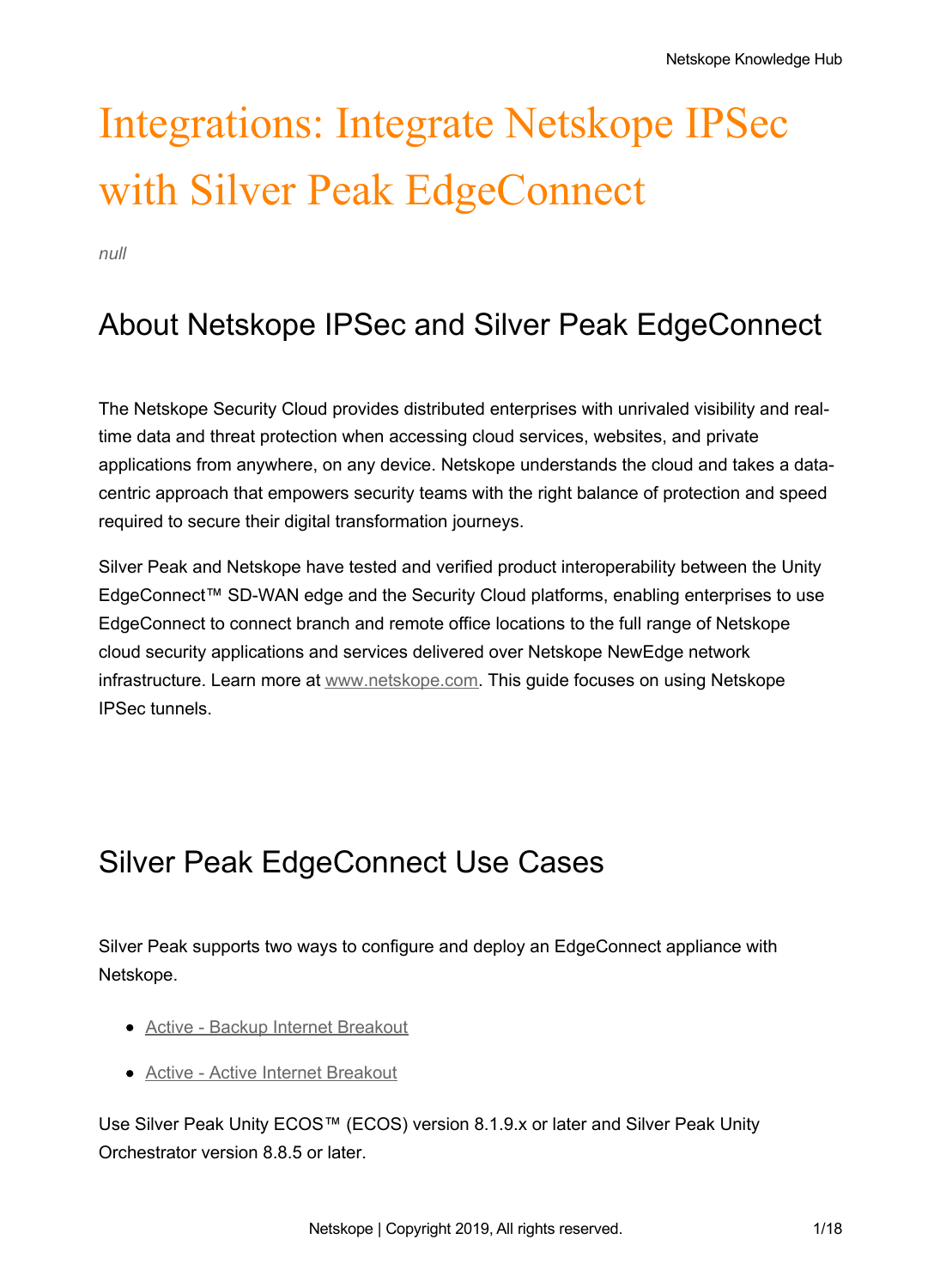# Integrations: Integrate Netskope IPSec with Silver Peak EdgeConnect

*null*

## About Netskope IPSec and Silver Peak EdgeConnect

The Netskope Security Cloud provides distributed enterprises with unrivaled visibility and real-time data and threat protection when accessing cloud services, websites, and private applications from anywhere, on any device. Netskope understands the cloud and takes a data-centric approach that empowers security teams with the right balance of protection and speed required to secure their digital transformation journeys.

Silver Peak and Netskope have tested and verified product interoperability between the Unity EdgeConnect™ SD-WAN edge and the Security Cloud platforms, enabling enterprises to use EdgeConnect to connect branch and remote office locations to the full range of Netskope cloud security applications and services delivered over Netskope NewEdge network infrastructure. Learn more at [www.netskope.com](www.netskope.com). This guide focuses on using Netskope IPSec tunnels.

## Silver Peak EdgeConnect Use Cases

Silver Peak supports two ways to configure and deploy an EdgeConnect appliance with Netskope.

- Active - Backup Internet Breakout
- Active - Active Internet Breakout

Use Silver Peak Unity ECOS™ (ECOS) version 8.1.9.x or later and Silver Peak Unity Orchestrator version 8.8.5 or later.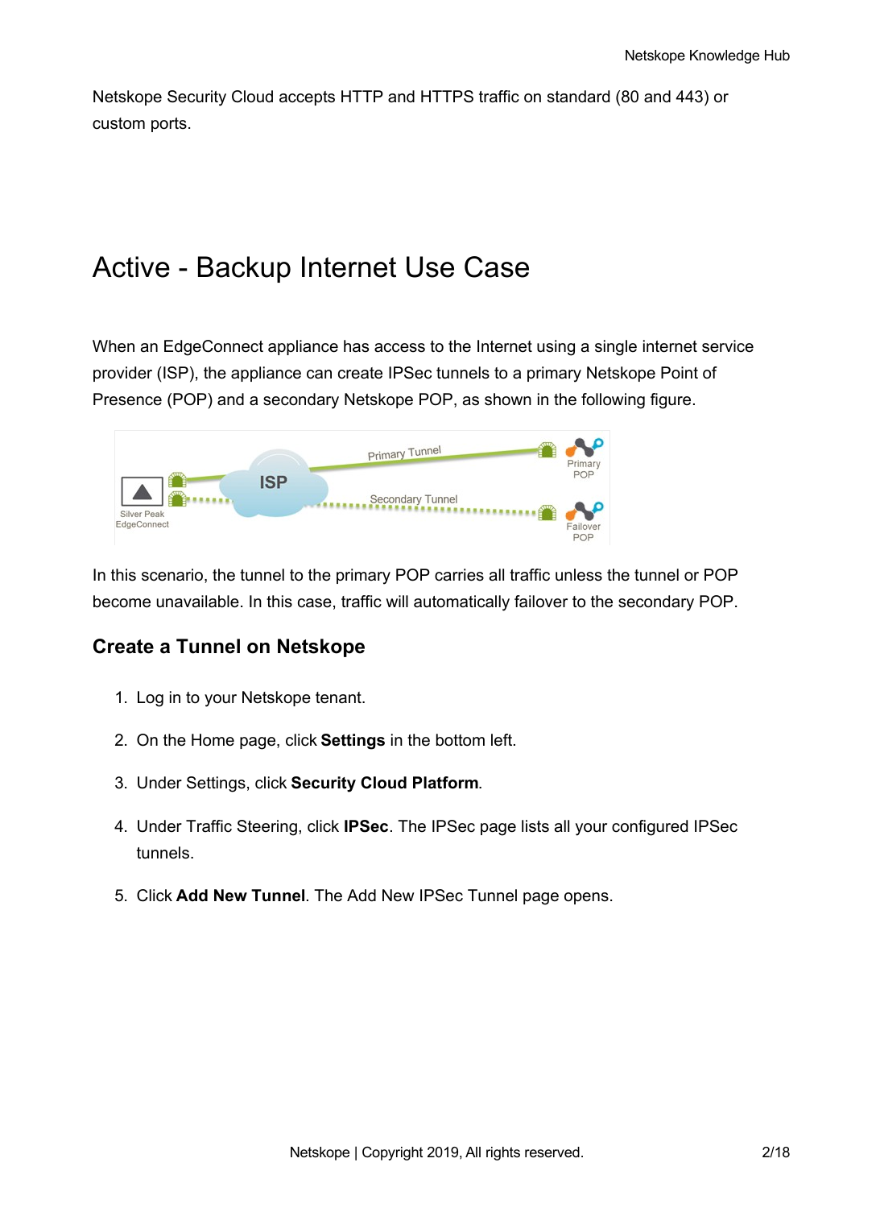Netskope Security Cloud accepts HTTP and HTTPS traffic on standard (80 and 443) or custom ports.

# Active - Backup Internet Use Case

When an EdgeConnect appliance has access to the Internet using a single internet service provider (ISP), the appliance can create IPSec tunnels to a primary Netskope Point of Presence (POP) and a secondary Netskope POP, as shown in the following figure.

In this scenario, the tunnel to the primary POP carries all traffic unless the tunnel or POP become unavailable. In this case, traffic will automatically failover to the secondary POP.

### Create a Tunnel on Netskope

1. Log in to your Netskope tenant.
2. On the Home page, click **Settings** in the bottom left.
3. Under Settings, click **Security Cloud Platform**.
4. Under Traffic Steering, click **IPSec**. The IPSec page lists all your configured IPSec tunnels.
5. Click **Add New Tunnel**. The Add New IPSec Tunnel page opens.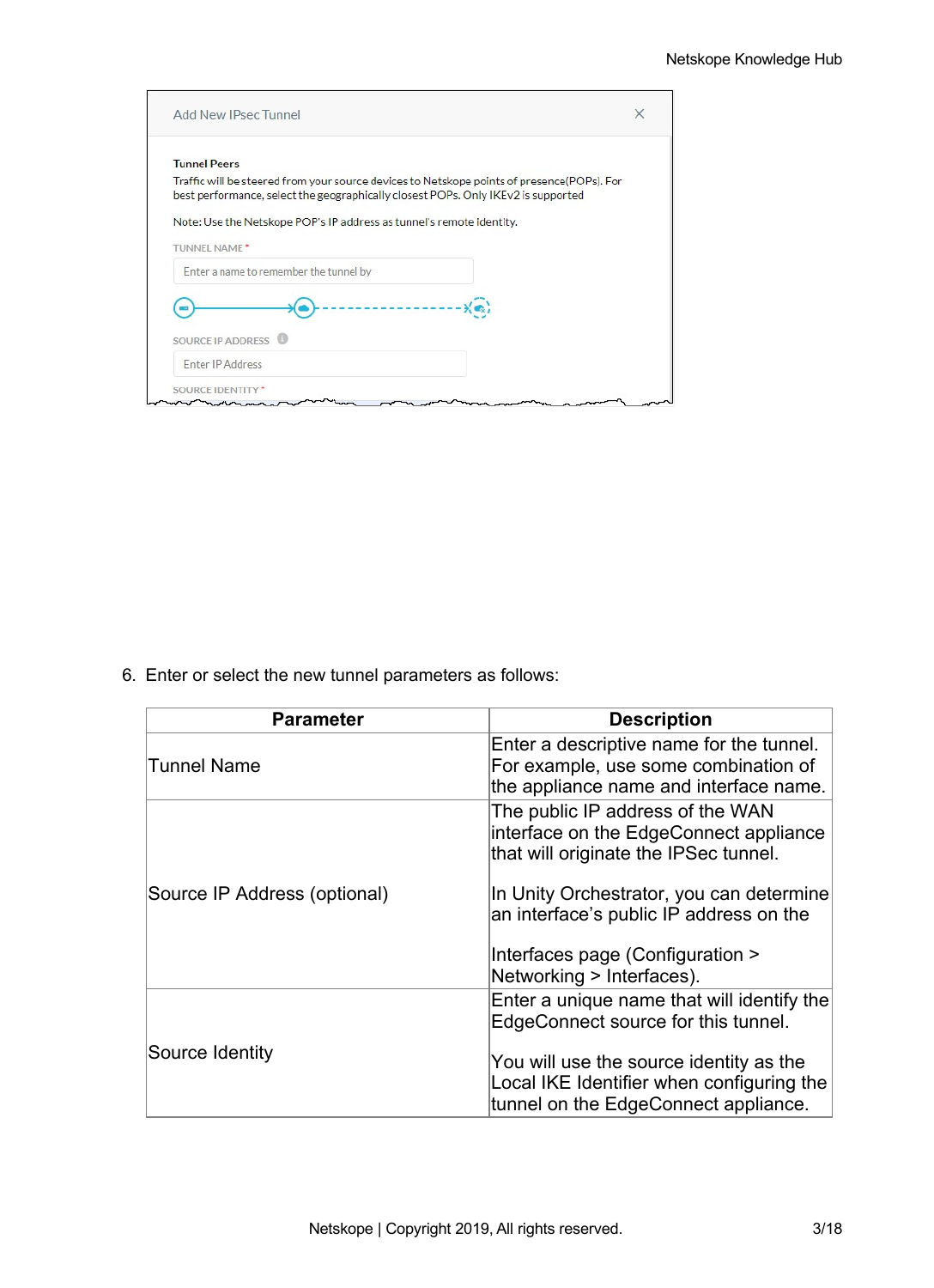6. Enter or select the new tunnel parameters as follows:

| Parameter | Description |
|---|---|
| Tunnel Name | Enter a descriptive name for the tunnel. For example, use some combination of the appliance name and interface name. |
| Source IP Address (optional) | The public IP address of the WAN interface on the EdgeConnect appliance that will originate the IPSec tunnel.<br><br>In Unity Orchestrator, you can determine an interface's public IP address on the<br><br>Interfaces page (Configuration > Networking > Interfaces). |
| Source Identity | Enter a unique name that will identify the EdgeConnect source for this tunnel.<br><br>You will use the source identity as the Local IKE Identifier when configuring the tunnel on the EdgeConnect appliance. |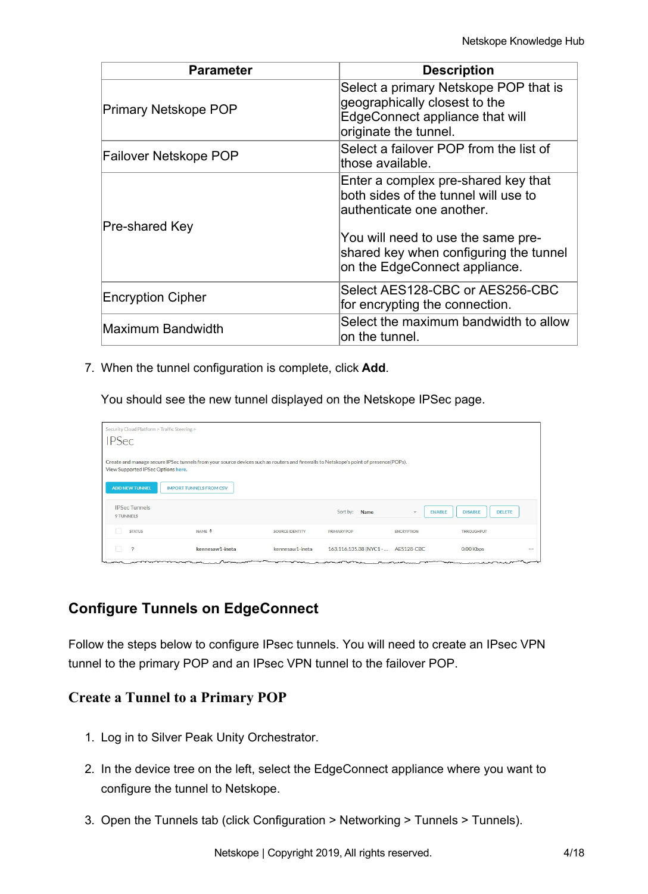| Parameter | Description |
| --- | --- |
| Primary Netskope POP | Select a primary Netskope POP that is geographically closest to the EdgeConnect appliance that will originate the tunnel. |
| Failover Netskope POP | Select a failover POP from the list of those available. |
| Pre-shared Key | Enter a complex pre-shared key that both sides of the tunnel will use to authenticate one another.<br><br>You will need to use the same pre-shared key when configuring the tunnel on the EdgeConnect appliance. |
| Encryption Cipher | Select AES128-CBC or AES256-CBC for encrypting the connection. |
| Maximum Bandwidth | Select the maximum bandwidth to allow on the tunnel. |

7. When the tunnel configuration is complete, click **Add**.

   You should see the new tunnel displayed on the Netskope IPSec page.

## Configure Tunnels on EdgeConnect

Follow the steps below to configure IPsec tunnels. You will need to create an IPsec VPN tunnel to the primary POP and an IPsec VPN tunnel to the failover POP.

### Create a Tunnel to a Primary POP

1. Log in to Silver Peak Unity Orchestrator.
2. In the device tree on the left, select the EdgeConnect appliance where you want to configure the tunnel to Netskope.
3. Open the Tunnels tab (click Configuration > Networking > Tunnels > Tunnels).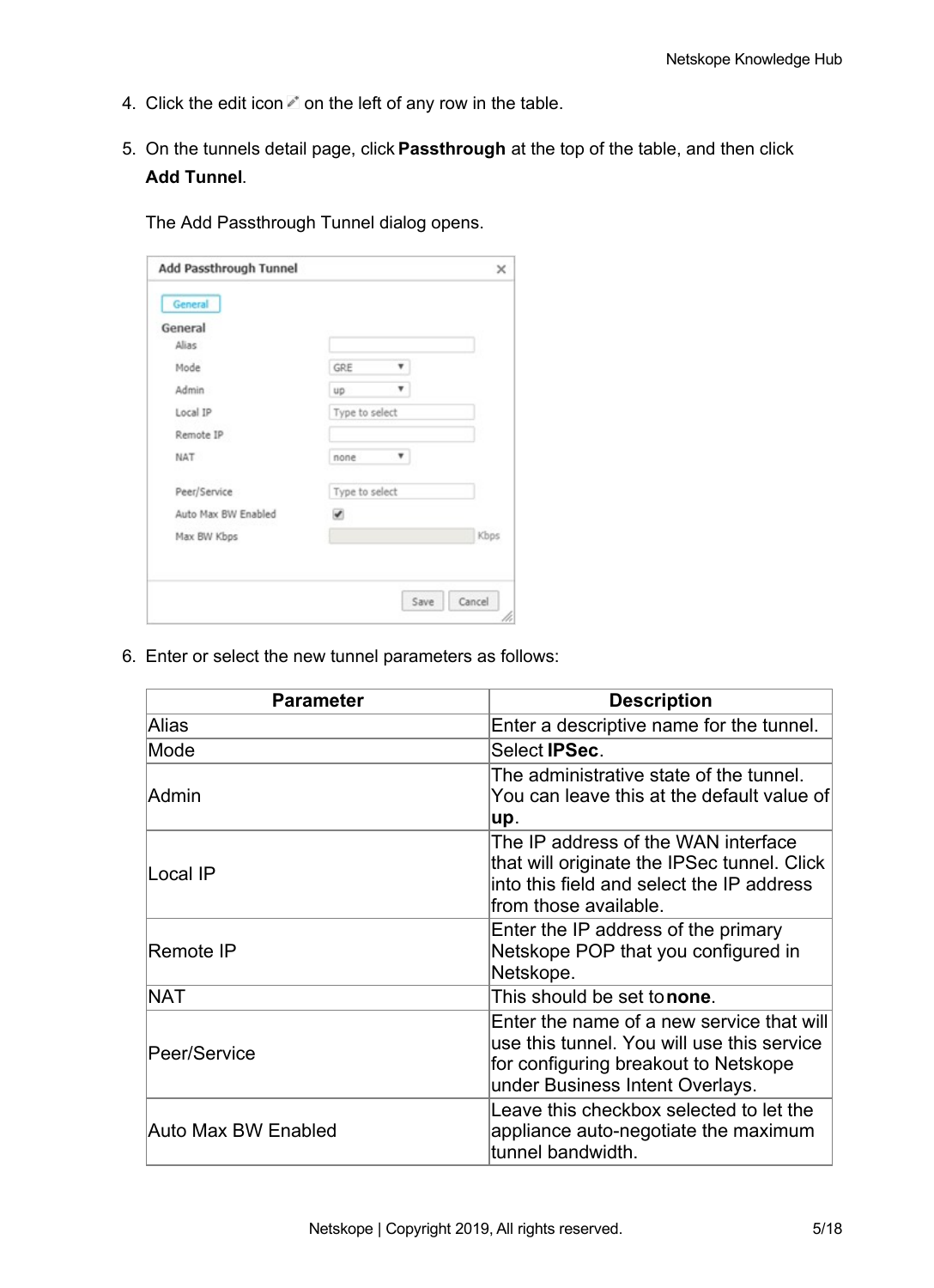4. Click the edit icon on the left of any row in the table.

5. On the tunnels detail page, click **Passthrough** at the top of the table, and then click **Add Tunnel**.

   The Add Passthrough Tunnel dialog opens.

6. Enter or select the new tunnel parameters as follows:

| Parameter | Description |
|---|---|
| Alias | Enter a descriptive name for the tunnel. |
| Mode | Select **IPSec**. |
| Admin | The administrative state of the tunnel. You can leave this at the default value of **up**. |
| Local IP | The IP address of the WAN interface that will originate the IPSec tunnel. Click into this field and select the IP address from those available. |
| Remote IP | Enter the IP address of the primary Netskope POP that you configured in Netskope. |
| NAT | This should be set to **none**. |
| Peer/Service | Enter the name of a new service that will use this tunnel. You will use this service for configuring breakout to Netskope under Business Intent Overlays. |
| Auto Max BW Enabled | Leave this checkbox selected to let the appliance auto-negotiate the maximum tunnel bandwidth. |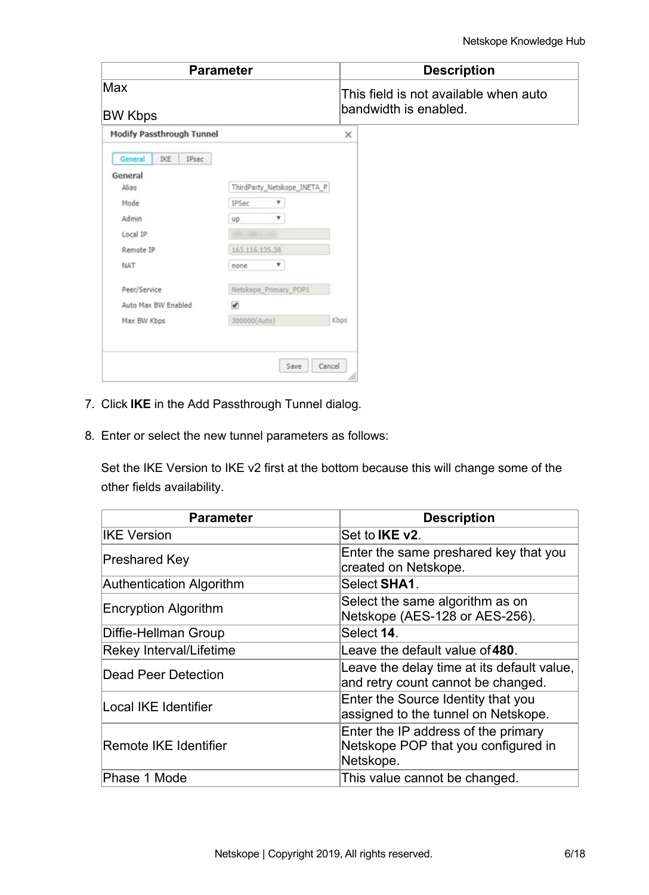| Parameter | Description |
| --- | --- |
| Max BW Kbps | This field is not available when auto bandwidth is enabled. |

7. Click **IKE** in the Add Passthrough Tunnel dialog.
8. Enter or select the new tunnel parameters as follows:

   Set the IKE Version to IKE v2 first at the bottom because this will change some of the other fields availability.

| Parameter | Description |
| --- | --- |
| IKE Version | Set to **IKE v2**. |
| Preshared Key | Enter the same preshared key that you created on Netskope. |
| Authentication Algorithm | Select **SHA1**. |
| Encryption Algorithm | Select the same algorithm as on Netskope (AES-128 or AES-256). |
| Diffie-Hellman Group | Select **14**. |
| Rekey Interval/Lifetime | Leave the default value of **480**. |
| Dead Peer Detection | Leave the delay time at its default value, and retry count cannot be changed. |
| Local IKE Identifier | Enter the Source Identity that you assigned to the tunnel on Netskope. |
| Remote IKE Identifier | Enter the IP address of the primary Netskope POP that you configured in Netskope. |
| Phase 1 Mode | This value cannot be changed. |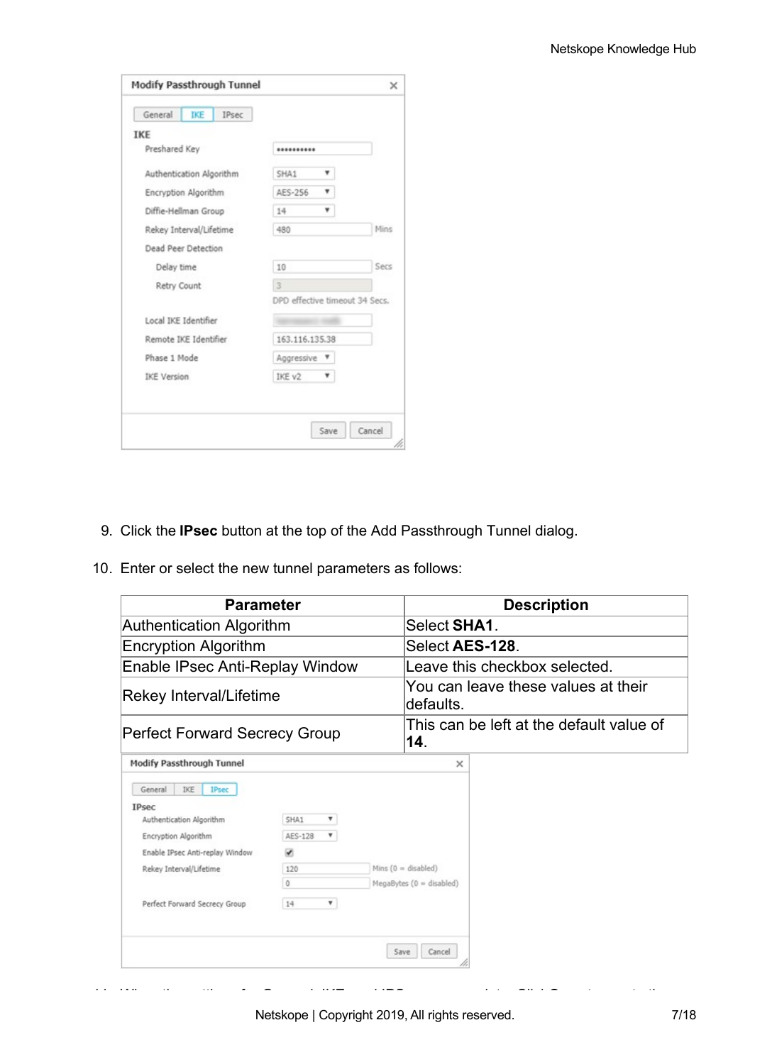9. Click the **IPsec** button at the top of the Add Passthrough Tunnel dialog.

10. Enter or select the new tunnel parameters as follows:

| Parameter | Description |
|---|---|
| Authentication Algorithm | Select **SHA1**. |
| Encryption Algorithm | Select **AES-128**. |
| Enable IPsec Anti-Replay Window | Leave this checkbox selected. |
| Rekey Interval/Lifetime | You can leave these values at their defaults. |
| Perfect Forward Secrecy Group | This can be left at the default value of **14**. |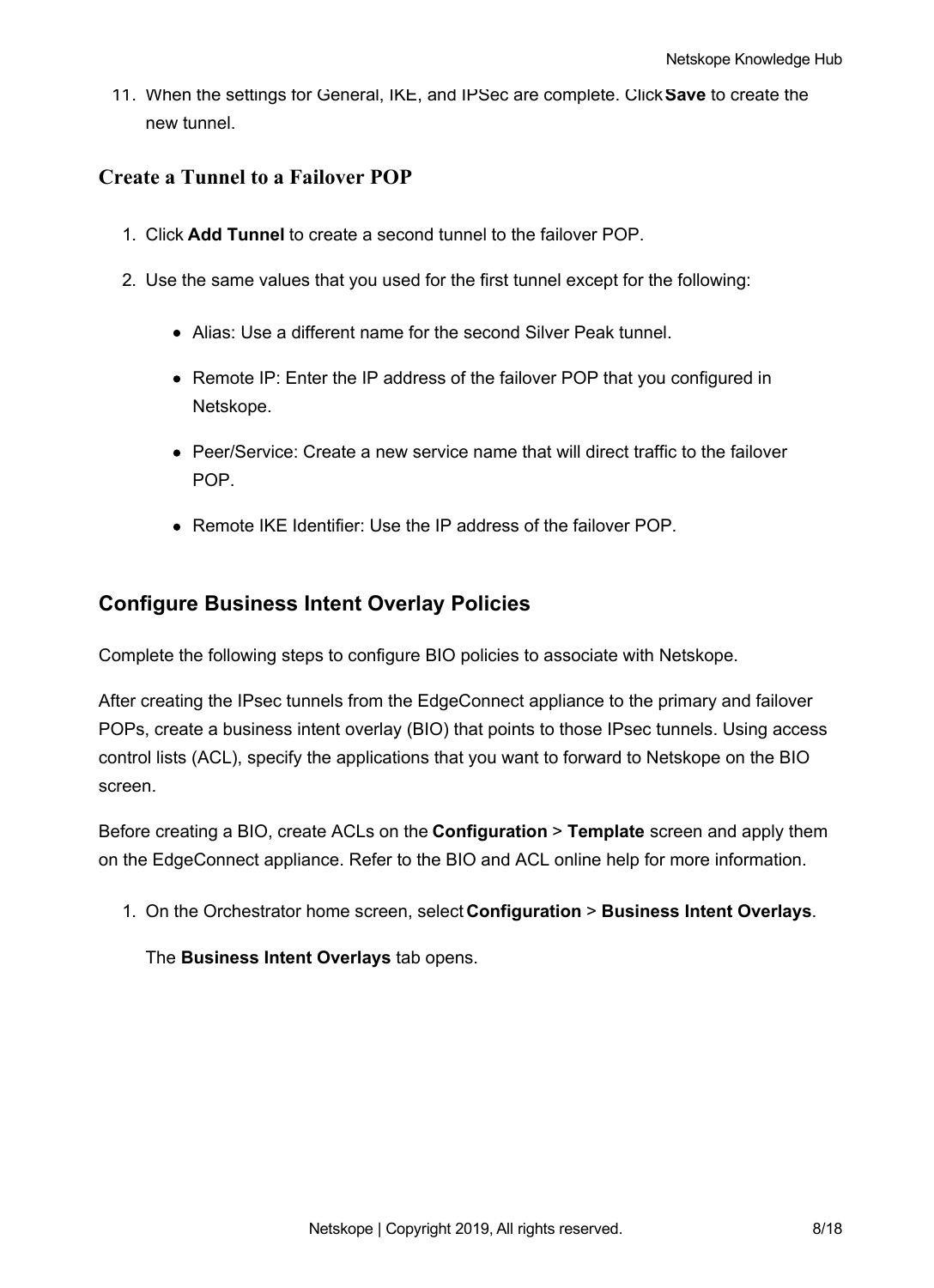11. When the settings for General, IKE, and IPSec are complete. Click **Save** to create the new tunnel.

### Create a Tunnel to a Failover POP

1. Click **Add Tunnel** to create a second tunnel to the failover POP.
2. Use the same values that you used for the first tunnel except for the following:
   - Alias: Use a different name for the second Silver Peak tunnel.
   - Remote IP: Enter the IP address of the failover POP that you configured in Netskope.
   - Peer/Service: Create a new service name that will direct traffic to the failover POP.
   - Remote IKE Identifier: Use the IP address of the failover POP.

## Configure Business Intent Overlay Policies

Complete the following steps to configure BIO policies to associate with Netskope.

After creating the IPsec tunnels from the EdgeConnect appliance to the primary and failover POPs, create a business intent overlay (BIO) that points to those IPsec tunnels. Using access control lists (ACL), specify the applications that you want to forward to Netskope on the BIO screen.

Before creating a BIO, create ACLs on the **Configuration** > **Template** screen and apply them on the EdgeConnect appliance. Refer to the BIO and ACL online help for more information.

1. On the Orchestrator home screen, select **Configuration** > **Business Intent Overlays**.

   The **Business Intent Overlays** tab opens.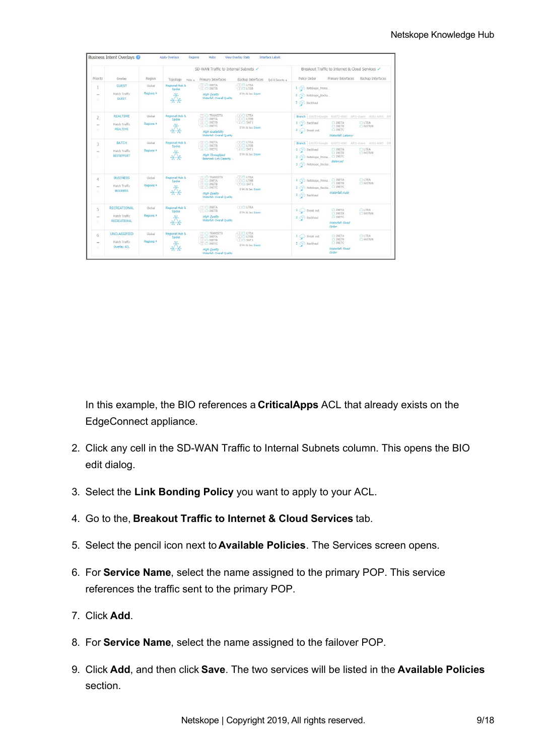In this example, the BIO references a **CriticalApps** ACL that already exists on the EdgeConnect appliance.

2. Click any cell in the SD-WAN Traffic to Internal Subnets column. This opens the BIO edit dialog.
3. Select the **Link Bonding Policy** you want to apply to your ACL.
4. Go to the, **Breakout Traffic to Internet & Cloud Services** tab.
5. Select the pencil icon next to **Available Policies**. The Services screen opens.
6. For **Service Name**, select the name assigned to the primary POP. This service references the traffic sent to the primary POP.
7. Click **Add**.
8. For **Service Name**, select the name assigned to the failover POP.
9. Click **Add**, and then click **Save**. The two services will be listed in the **Available Policies** section.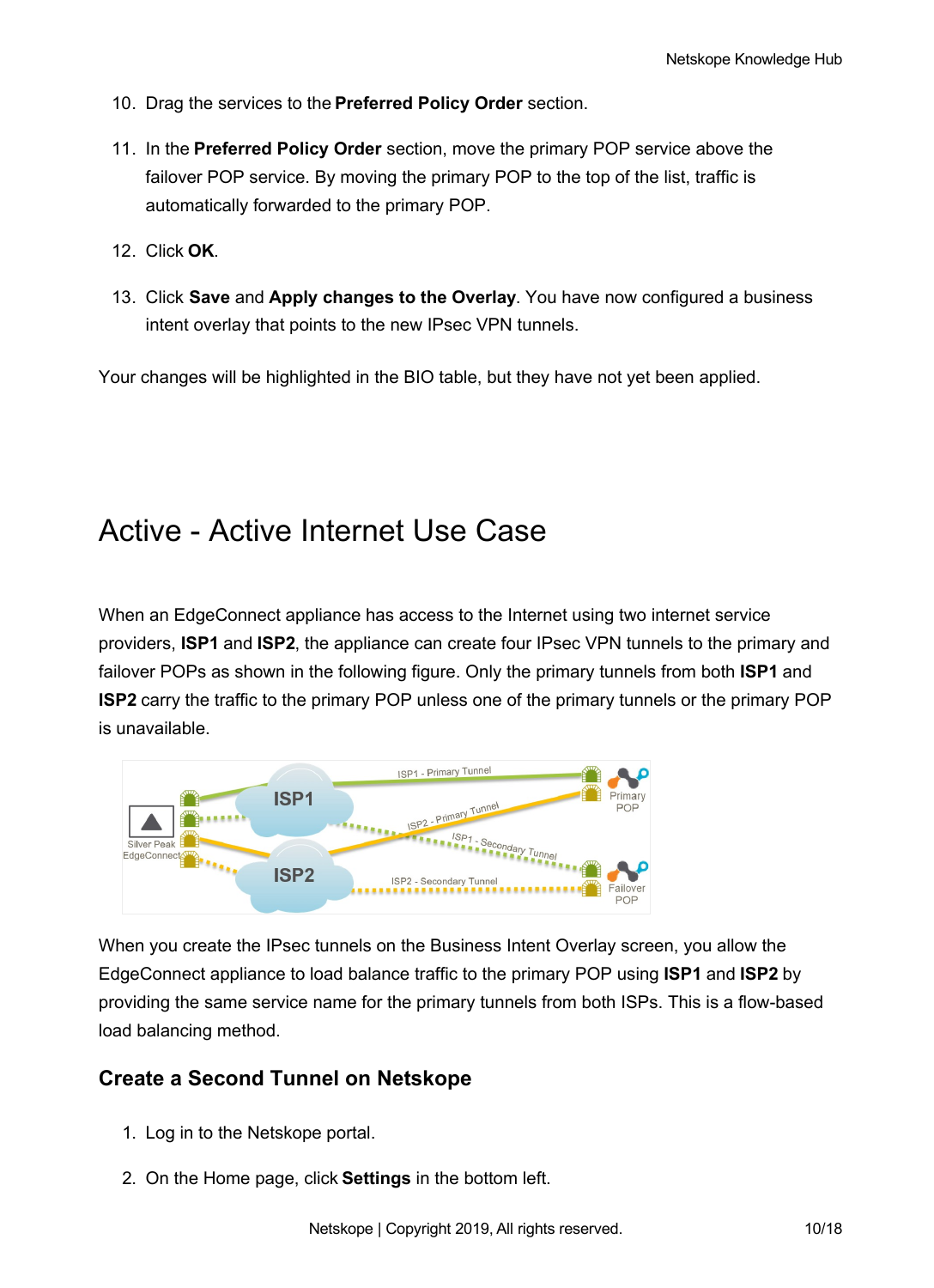10. Drag the services to the **Preferred Policy Order** section.
11. In the **Preferred Policy Order** section, move the primary POP service above the failover POP service. By moving the primary POP to the top of the list, traffic is automatically forwarded to the primary POP.
12. Click **OK**.
13. Click **Save** and **Apply changes to the Overlay**. You have now configured a business intent overlay that points to the new IPsec VPN tunnels.

Your changes will be highlighted in the BIO table, but they have not yet been applied.

# Active - Active Internet Use Case

When an EdgeConnect appliance has access to the Internet using two internet service providers, **ISP1** and **ISP2**, the appliance can create four IPsec VPN tunnels to the primary and failover POPs as shown in the following figure. Only the primary tunnels from both **ISP1** and **ISP2** carry the traffic to the primary POP unless one of the primary tunnels or the primary POP is unavailable.

When you create the IPsec tunnels on the Business Intent Overlay screen, you allow the EdgeConnect appliance to load balance traffic to the primary POP using **ISP1** and **ISP2** by providing the same service name for the primary tunnels from both ISPs. This is a flow-based load balancing method.

## Create a Second Tunnel on Netskope

1. Log in to the Netskope portal.
2. On the Home page, click **Settings** in the bottom left.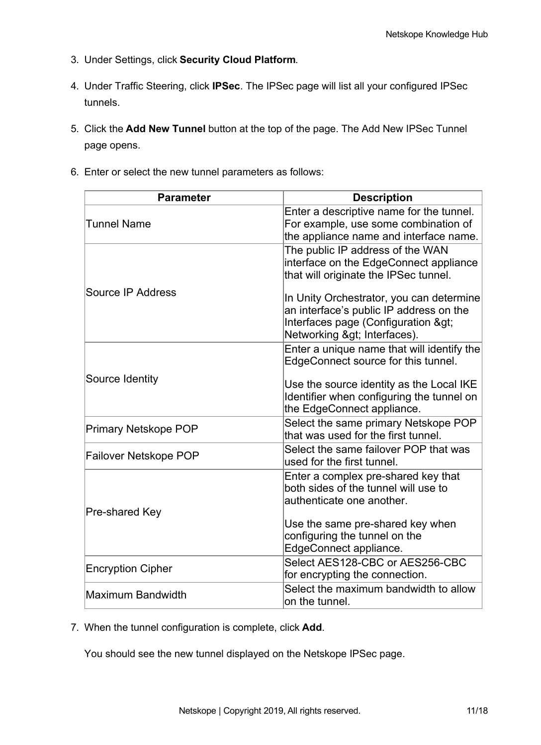3. Under Settings, click **Security Cloud Platform**.

4. Under Traffic Steering, click **IPSec**. The IPSec page will list all your configured IPSec tunnels.

5. Click the **Add New Tunnel** button at the top of the page. The Add New IPSec Tunnel page opens.

6. Enter or select the new tunnel parameters as follows:

| Parameter | Description |
| --- | --- |
| Tunnel Name | Enter a descriptive name for the tunnel. For example, use some combination of the appliance name and interface name. |
| Source IP Address | The public IP address of the WAN interface on the EdgeConnect appliance that will originate the IPSec tunnel.<br><br>In Unity Orchestrator, you can determine an interface's public IP address on the Interfaces page (Configuration &gt; Networking &gt; Interfaces). |
| Source Identity | Enter a unique name that will identify the EdgeConnect source for this tunnel.<br><br>Use the source identity as the Local IKE Identifier when configuring the tunnel on the EdgeConnect appliance. |
| Primary Netskope POP | Select the same primary Netskope POP that was used for the first tunnel. |
| Failover Netskope POP | Select the same failover POP that was used for the first tunnel. |
| Pre-shared Key | Enter a complex pre-shared key that both sides of the tunnel will use to authenticate one another.<br><br>Use the same pre-shared key when configuring the tunnel on the EdgeConnect appliance. |
| Encryption Cipher | Select AES128-CBC or AES256-CBC for encrypting the connection. |
| Maximum Bandwidth | Select the maximum bandwidth to allow on the tunnel. |

7. When the tunnel configuration is complete, click **Add**.

   You should see the new tunnel displayed on the Netskope IPSec page.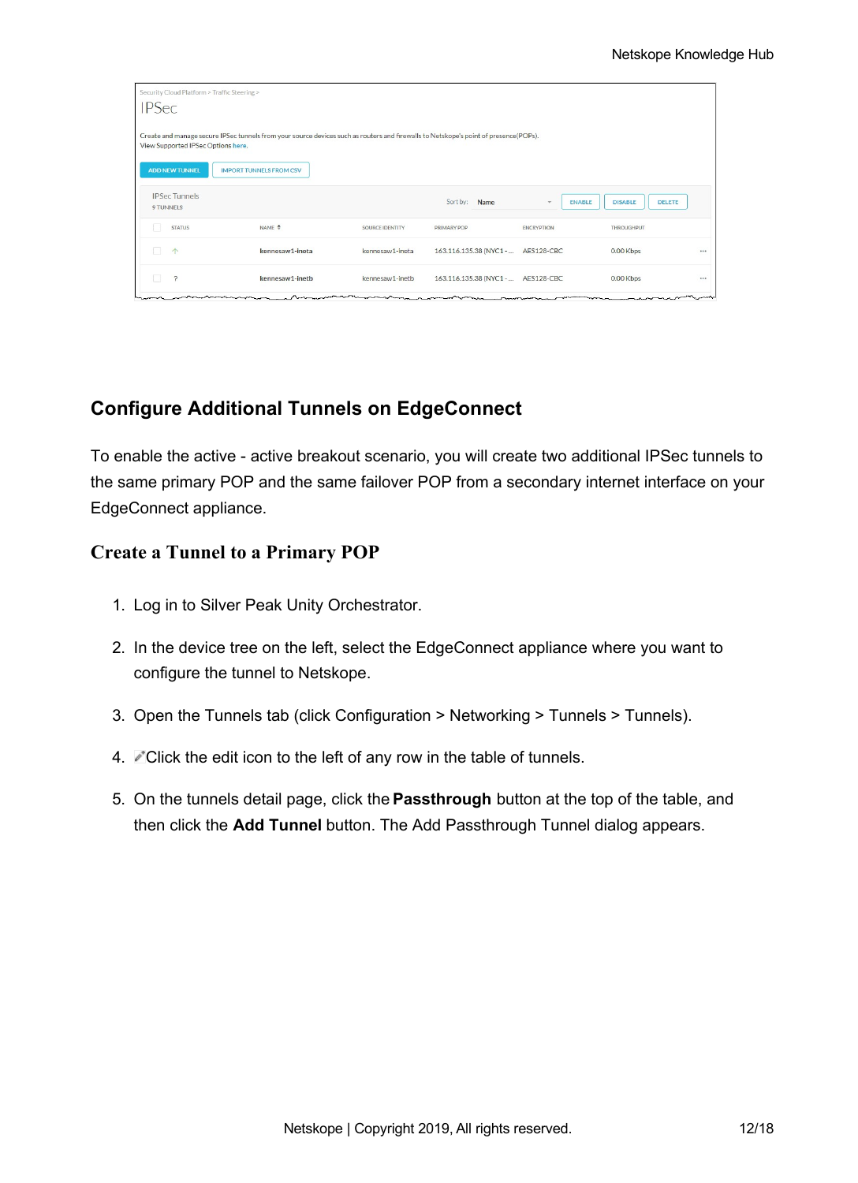## Configure Additional Tunnels on EdgeConnect

To enable the active - active breakout scenario, you will create two additional IPSec tunnels to the same primary POP and the same failover POP from a secondary internet interface on your EdgeConnect appliance.

### Create a Tunnel to a Primary POP

1. Log in to Silver Peak Unity Orchestrator.
2. In the device tree on the left, select the EdgeConnect appliance where you want to configure the tunnel to Netskope.
3. Open the Tunnels tab (click Configuration > Networking > Tunnels > Tunnels).
4. Click the edit icon to the left of any row in the table of tunnels.
5. On the tunnels detail page, click the **Passthrough** button at the top of the table, and then click the **Add Tunnel** button. The Add Passthrough Tunnel dialog appears.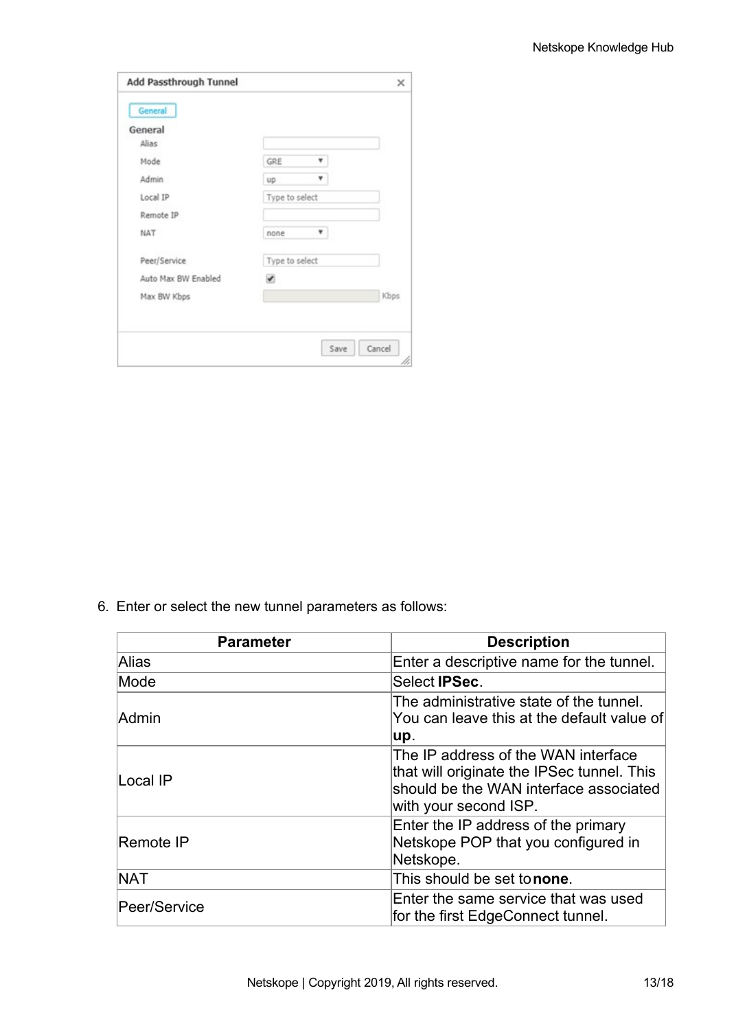6. Enter or select the new tunnel parameters as follows:

| Parameter | Description |
| --- | --- |
| Alias | Enter a descriptive name for the tunnel. |
| Mode | Select **IPSec**. |
| Admin | The administrative state of the tunnel. You can leave this at the default value of **up**. |
| Local IP | The IP address of the WAN interface that will originate the IPSec tunnel. This should be the WAN interface associated with your second ISP. |
| Remote IP | Enter the IP address of the primary Netskope POP that you configured in Netskope. |
| NAT | This should be set to **none**. |
| Peer/Service | Enter the same service that was used for the first EdgeConnect tunnel. |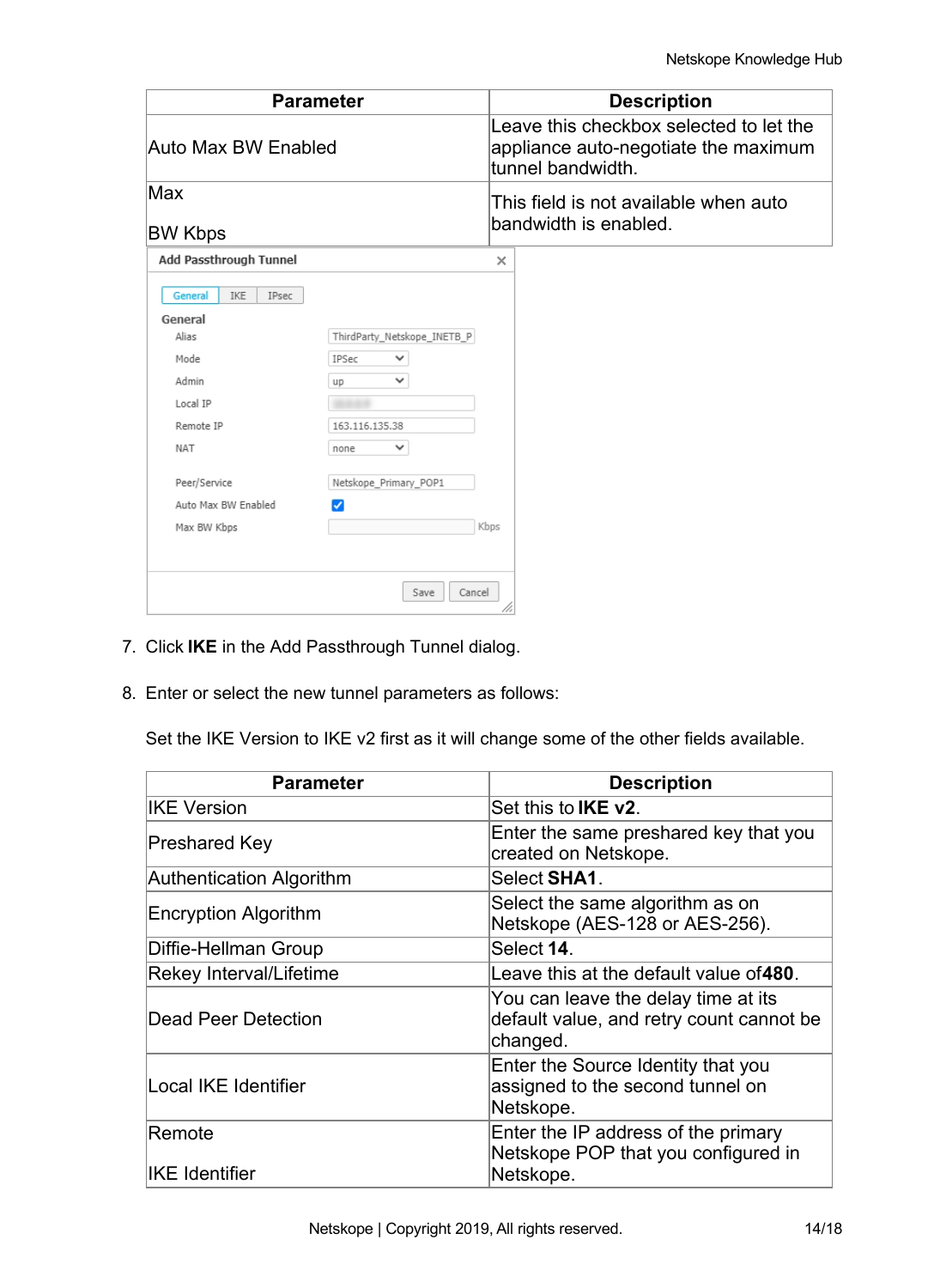| Parameter | Description |
| --- | --- |
| Auto Max BW Enabled | Leave this checkbox selected to let the appliance auto-negotiate the maximum tunnel bandwidth. |
| Max BW Kbps | This field is not available when auto bandwidth is enabled. |

7. Click **IKE** in the Add Passthrough Tunnel dialog.

8. Enter or select the new tunnel parameters as follows:

   Set the IKE Version to IKE v2 first as it will change some of the other fields available.

| Parameter | Description |
| --- | --- |
| IKE Version | Set this to **IKE v2**. |
| Preshared Key | Enter the same preshared key that you created on Netskope. |
| Authentication Algorithm | Select **SHA1**. |
| Encryption Algorithm | Select the same algorithm as on Netskope (AES-128 or AES-256). |
| Diffie-Hellman Group | Select **14**. |
| Rekey Interval/Lifetime | Leave this at the default value of**480**. |
| Dead Peer Detection | You can leave the delay time at its default value, and retry count cannot be changed. |
| Local IKE Identifier | Enter the Source Identity that you assigned to the second tunnel on Netskope. |
| Remote IKE Identifier | Enter the IP address of the primary Netskope POP that you configured in Netskope. |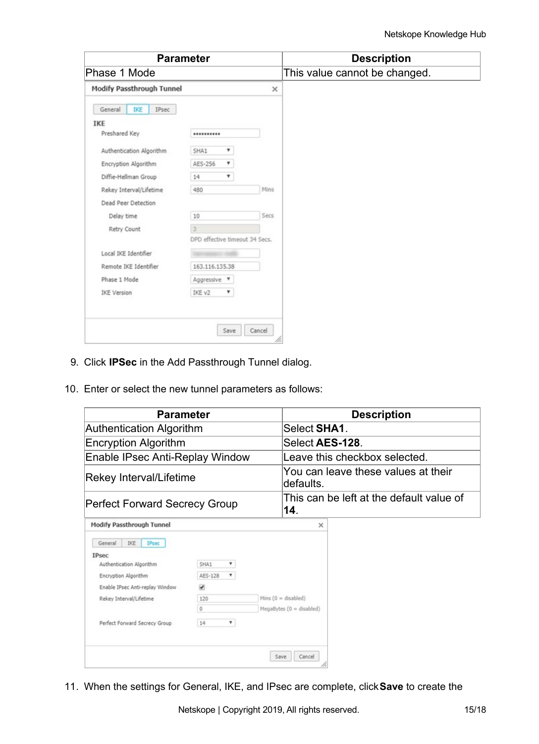| Parameter | Description |
|---|---|
| Phase 1 Mode | This value cannot be changed. |

9. Click **IPSec** in the Add Passthrough Tunnel dialog.

10. Enter or select the new tunnel parameters as follows:

| Parameter | Description |
|---|---|
| Authentication Algorithm | Select **SHA1**. |
| Encryption Algorithm | Select **AES-128**. |
| Enable IPsec Anti-Replay Window | Leave this checkbox selected. |
| Rekey Interval/Lifetime | You can leave these values at their defaults. |
| Perfect Forward Secrecy Group | This can be left at the default value of **14**. |

11. When the settings for General, IKE, and IPsec are complete, click **Save** to create the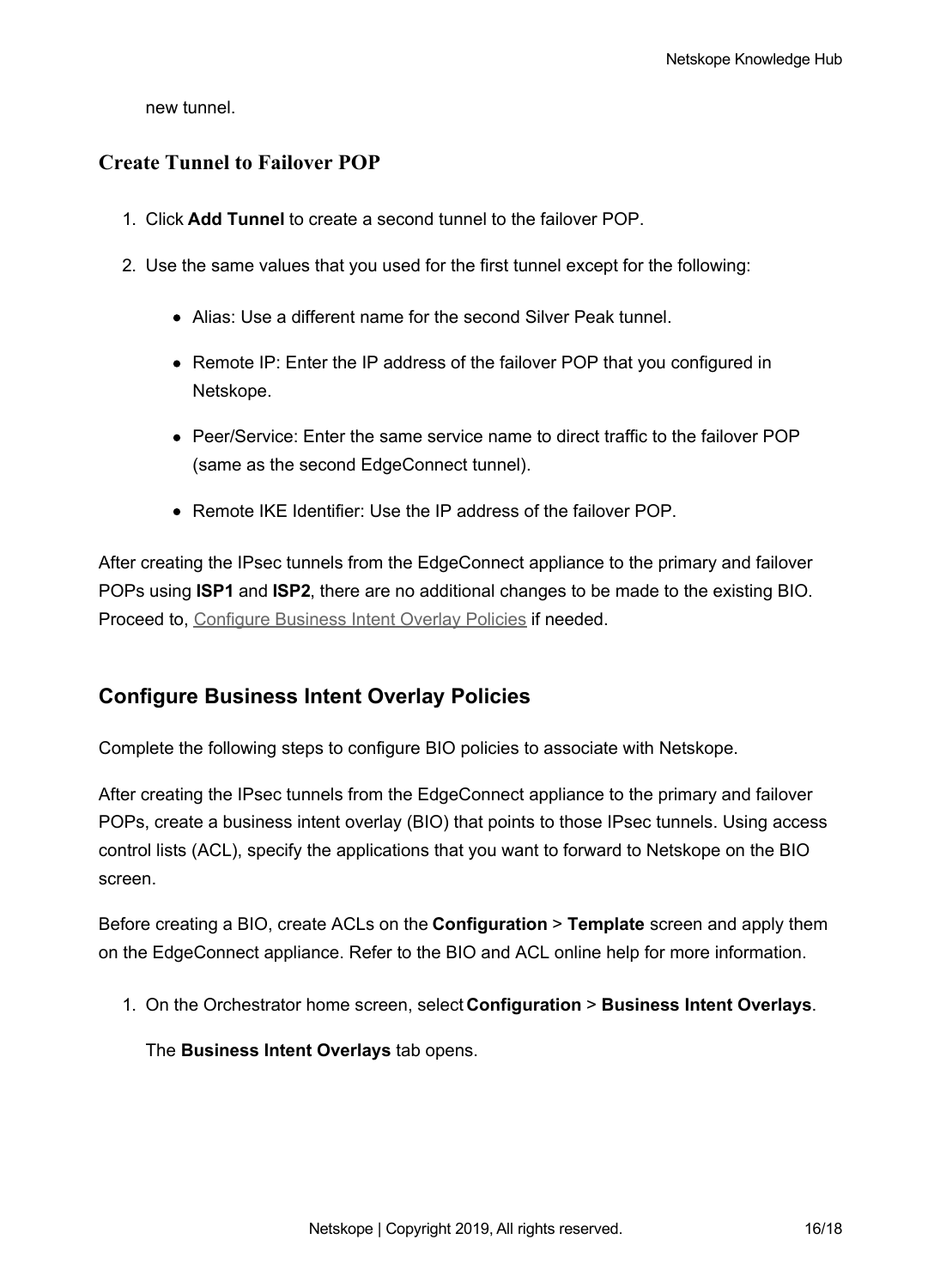new tunnel.

### Create Tunnel to Failover POP

1. Click **Add Tunnel** to create a second tunnel to the failover POP.
2. Use the same values that you used for the first tunnel except for the following:
   - Alias: Use a different name for the second Silver Peak tunnel.
   - Remote IP: Enter the IP address of the failover POP that you configured in Netskope.
   - Peer/Service: Enter the same service name to direct traffic to the failover POP (same as the second EdgeConnect tunnel).
   - Remote IKE Identifier: Use the IP address of the failover POP.

After creating the IPsec tunnels from the EdgeConnect appliance to the primary and failover POPs using **ISP1** and **ISP2**, there are no additional changes to be made to the existing BIO. Proceed to, Configure Business Intent Overlay Policies if needed.

## Configure Business Intent Overlay Policies

Complete the following steps to configure BIO policies to associate with Netskope.

After creating the IPsec tunnels from the EdgeConnect appliance to the primary and failover POPs, create a business intent overlay (BIO) that points to those IPsec tunnels. Using access control lists (ACL), specify the applications that you want to forward to Netskope on the BIO screen.

Before creating a BIO, create ACLs on the **Configuration** > **Template** screen and apply them on the EdgeConnect appliance. Refer to the BIO and ACL online help for more information.

1. On the Orchestrator home screen, select **Configuration** > **Business Intent Overlays**.

   The **Business Intent Overlays** tab opens.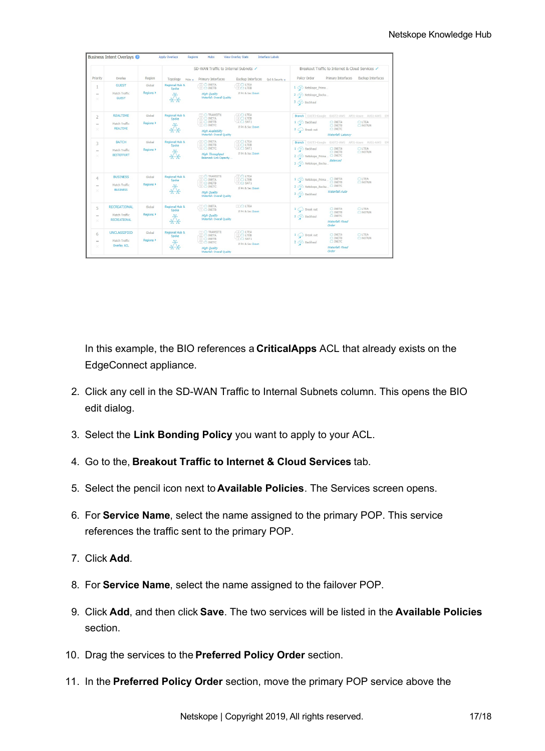In this example, the BIO references a **CriticalApps** ACL that already exists on the EdgeConnect appliance.

2. Click any cell in the SD-WAN Traffic to Internal Subnets column. This opens the BIO edit dialog.
3. Select the **Link Bonding Policy** you want to apply to your ACL.
4. Go to the, **Breakout Traffic to Internet & Cloud Services** tab.
5. Select the pencil icon next to **Available Policies**. The Services screen opens.
6. For **Service Name**, select the name assigned to the primary POP. This service references the traffic sent to the primary POP.
7. Click **Add**.
8. For **Service Name**, select the name assigned to the failover POP.
9. Click **Add**, and then click **Save**. The two services will be listed in the **Available Policies** section.
10. Drag the services to the **Preferred Policy Order** section.
11. In the **Preferred Policy Order** section, move the primary POP service above the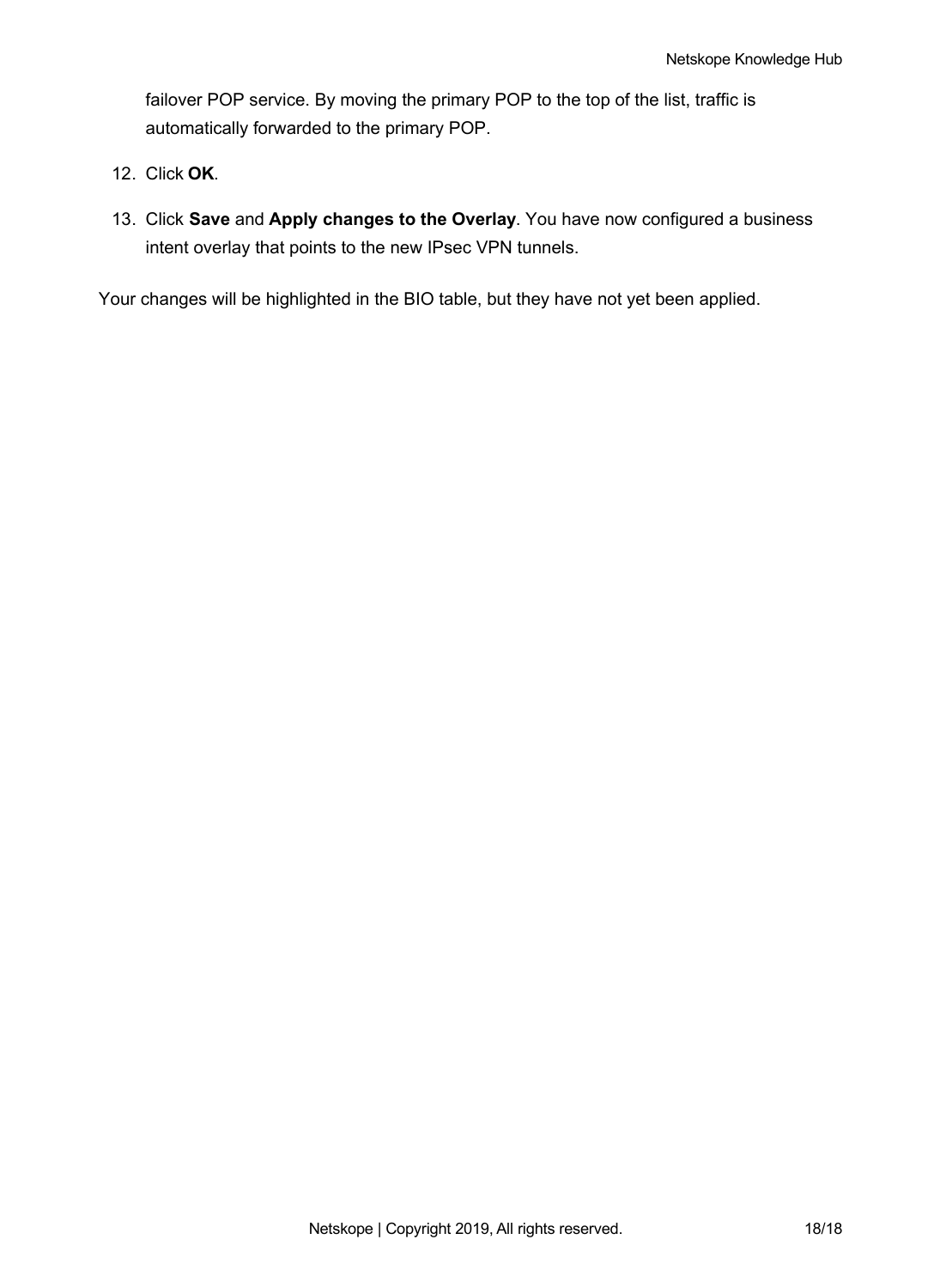failover POP service. By moving the primary POP to the top of the list, traffic is automatically forwarded to the primary POP.

12. Click **OK**.
13. Click **Save** and **Apply changes to the Overlay**. You have now configured a business intent overlay that points to the new IPsec VPN tunnels.

Your changes will be highlighted in the BIO table, but they have not yet been applied.